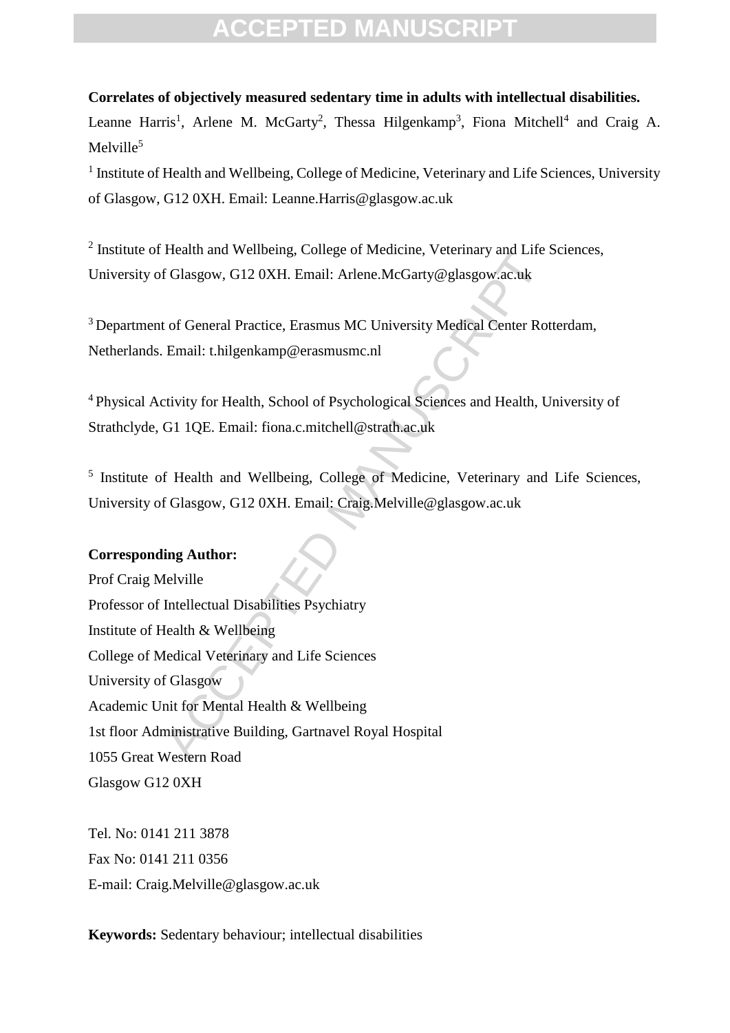**Correlates of objectively measured sedentary time in adults with intellectual disabilities.**

Leanne Harris[1], Arlene M. McGarty[2], Thessa Hilgenkamp[3], Fiona Mitchell[4] and Craig A. Melville[5]

[1] Institute of Health and Wellbeing, College of Medicine, Veterinary and Life Sciences, University of Glasgow, G12 0XH. Email: Leanne.Harris@glasgow.ac.uk

[2] Institute of Health and Wellbeing, College of Medicine, Veterinary and Life Sciences, University of Glasgow, G12 0XH. Email: Arlene.McGarty@glasgow.ac.uk

[3] Department of General Practice, Erasmus MC University Medical Center Rotterdam, Netherlands. Email: t.hilgenkamp@erasmusmc.nl

[4] Physical Activity for Health, School of Psychological Sciences and Health, University of Strathclyde, G1 1QE. Email: fiona.c.mitchell@strath.ac.uk

[5] Institute of Health and Wellbeing, College of Medicine, Veterinary and Life Sciences, University of Glasgow, G12 0XH. Email: Craig.Melville@glasgow.ac.uk

**Corresponding Author:**

Prof Craig Melville
Professor of Intellectual Disabilities Psychiatry
Institute of Health & Wellbeing
College of Medical Veterinary and Life Sciences
University of Glasgow
Academic Unit for Mental Health & Wellbeing
1st floor Administrative Building, Gartnavel Royal Hospital
1055 Great Western Road
Glasgow G12 0XH

Tel. No: 0141 211 3878
Fax No: 0141 211 0356
E-mail: Craig.Melville@glasgow.ac.uk

**Keywords:** Sedentary behaviour; intellectual disabilities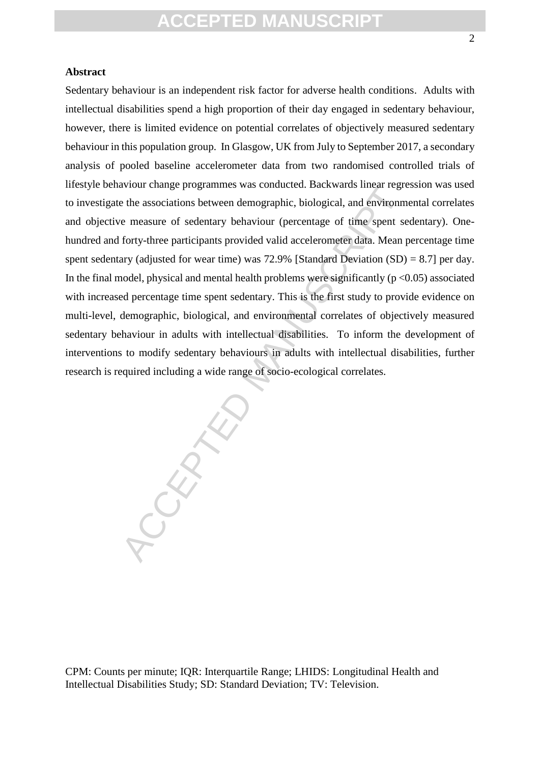**Abstract**

Sedentary behaviour is an independent risk factor for adverse health conditions. Adults with intellectual disabilities spend a high proportion of their day engaged in sedentary behaviour, however, there is limited evidence on potential correlates of objectively measured sedentary behaviour in this population group. In Glasgow, UK from July to September 2017, a secondary analysis of pooled baseline accelerometer data from two randomised controlled trials of lifestyle behaviour change programmes was conducted. Backwards linear regression was used to investigate the associations between demographic, biological, and environmental correlates and objective measure of sedentary behaviour (percentage of time spent sedentary). One-hundred and forty-three participants provided valid accelerometer data. Mean percentage time spent sedentary (adjusted for wear time) was 72.9% [Standard Deviation (SD) = 8.7] per day. In the final model, physical and mental health problems were significantly ($p < 0.05$) associated with increased percentage time spent sedentary. This is the first study to provide evidence on multi-level, demographic, biological, and environmental correlates of objectively measured sedentary behaviour in adults with intellectual disabilities. To inform the development of interventions to modify sedentary behaviours in adults with intellectual disabilities, further research is required including a wide range of socio-ecological correlates.

CPM: Counts per minute; IQR: Interquartile Range; LHIDS: Longitudinal Health and Intellectual Disabilities Study; SD: Standard Deviation; TV: Television.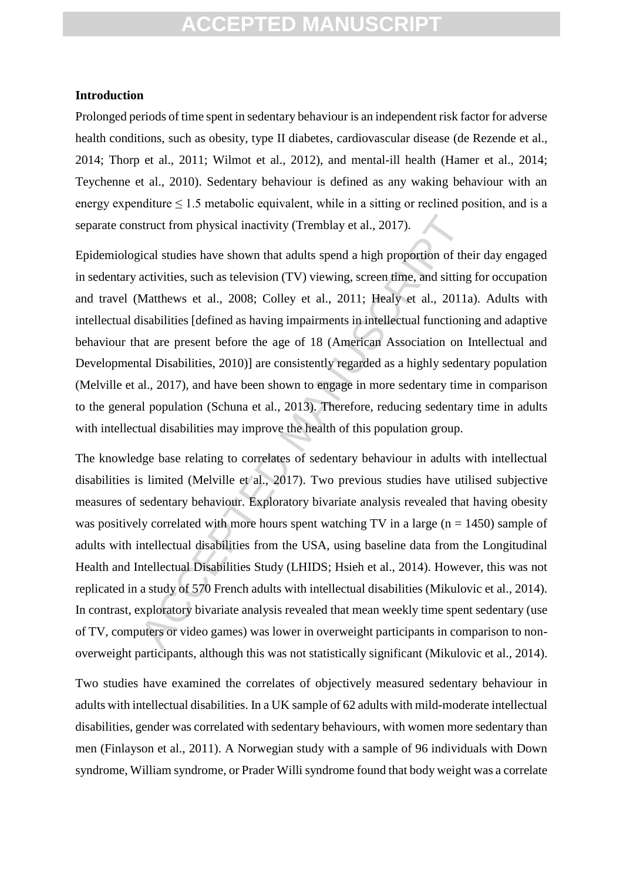## Introduction

Prolonged periods of time spent in sedentary behaviour is an independent risk factor for adverse health conditions, such as obesity, type II diabetes, cardiovascular disease (de Rezende et al., 2014; Thorp et al., 2011; Wilmot et al., 2012), and mental-ill health (Hamer et al., 2014; Teychenne et al., 2010). Sedentary behaviour is defined as any waking behaviour with an energy expenditure ≤ 1.5 metabolic equivalent, while in a sitting or reclined position, and is a separate construct from physical inactivity (Tremblay et al., 2017).

Epidemiological studies have shown that adults spend a high proportion of their day engaged in sedentary activities, such as television (TV) viewing, screen time, and sitting for occupation and travel (Matthews et al., 2008; Colley et al., 2011; Healy et al., 2011a). Adults with intellectual disabilities [defined as having impairments in intellectual functioning and adaptive behaviour that are present before the age of 18 (American Association on Intellectual and Developmental Disabilities, 2010)] are consistently regarded as a highly sedentary population (Melville et al., 2017), and have been shown to engage in more sedentary time in comparison to the general population (Schuna et al., 2013). Therefore, reducing sedentary time in adults with intellectual disabilities may improve the health of this population group.

The knowledge base relating to correlates of sedentary behaviour in adults with intellectual disabilities is limited (Melville et al., 2017). Two previous studies have utilised subjective measures of sedentary behaviour. Exploratory bivariate analysis revealed that having obesity was positively correlated with more hours spent watching TV in a large (n = 1450) sample of adults with intellectual disabilities from the USA, using baseline data from the Longitudinal Health and Intellectual Disabilities Study (LHIDS; Hsieh et al., 2014). However, this was not replicated in a study of 570 French adults with intellectual disabilities (Mikulovic et al., 2014). In contrast, exploratory bivariate analysis revealed that mean weekly time spent sedentary (use of TV, computers or video games) was lower in overweight participants in comparison to non-overweight participants, although this was not statistically significant (Mikulovic et al., 2014).

Two studies have examined the correlates of objectively measured sedentary behaviour in adults with intellectual disabilities. In a UK sample of 62 adults with mild-moderate intellectual disabilities, gender was correlated with sedentary behaviours, with women more sedentary than men (Finlayson et al., 2011). A Norwegian study with a sample of 96 individuals with Down syndrome, William syndrome, or Prader Willi syndrome found that body weight was a correlate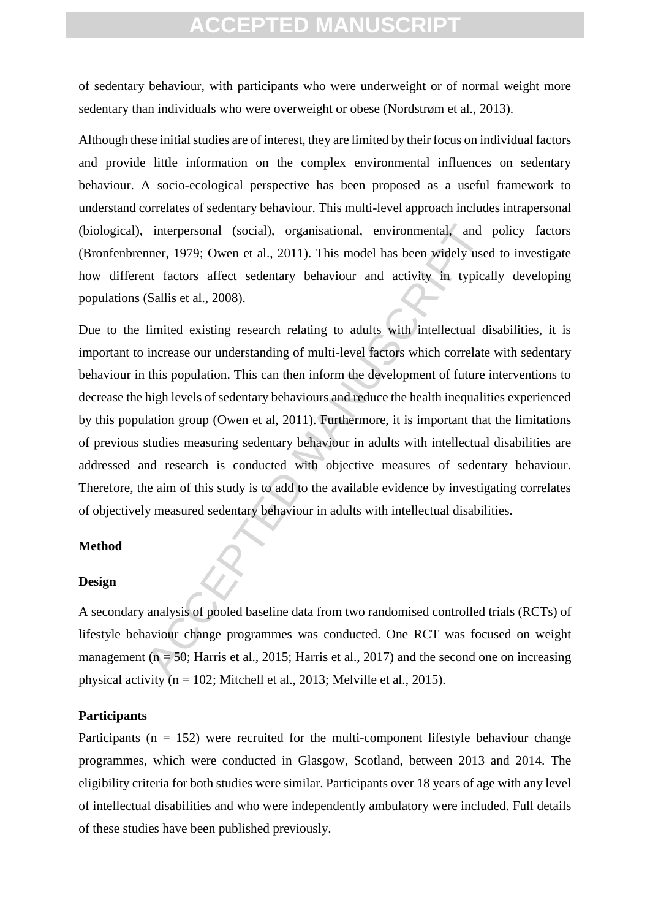of sedentary behaviour, with participants who were underweight or of normal weight more sedentary than individuals who were overweight or obese (Nordstrøm et al., 2013).

Although these initial studies are of interest, they are limited by their focus on individual factors and provide little information on the complex environmental influences on sedentary behaviour. A socio-ecological perspective has been proposed as a useful framework to understand correlates of sedentary behaviour. This multi-level approach includes intrapersonal (biological), interpersonal (social), organisational, environmental, and policy factors (Bronfenbrenner, 1979; Owen et al., 2011). This model has been widely used to investigate how different factors affect sedentary behaviour and activity in typically developing populations (Sallis et al., 2008).

Due to the limited existing research relating to adults with intellectual disabilities, it is important to increase our understanding of multi-level factors which correlate with sedentary behaviour in this population. This can then inform the development of future interventions to decrease the high levels of sedentary behaviours and reduce the health inequalities experienced by this population group (Owen et al, 2011). Furthermore, it is important that the limitations of previous studies measuring sedentary behaviour in adults with intellectual disabilities are addressed and research is conducted with objective measures of sedentary behaviour. Therefore, the aim of this study is to add to the available evidence by investigating correlates of objectively measured sedentary behaviour in adults with intellectual disabilities.

## Method

### Design

A secondary analysis of pooled baseline data from two randomised controlled trials (RCTs) of lifestyle behaviour change programmes was conducted. One RCT was focused on weight management ($n = 50$; Harris et al., 2015; Harris et al., 2017) and the second one on increasing physical activity ($n = 102$; Mitchell et al., 2013; Melville et al., 2015).

### Participants

Participants ($n = 152$) were recruited for the multi-component lifestyle behaviour change programmes, which were conducted in Glasgow, Scotland, between 2013 and 2014. The eligibility criteria for both studies were similar. Participants over 18 years of age with any level of intellectual disabilities and who were independently ambulatory were included. Full details of these studies have been published previously.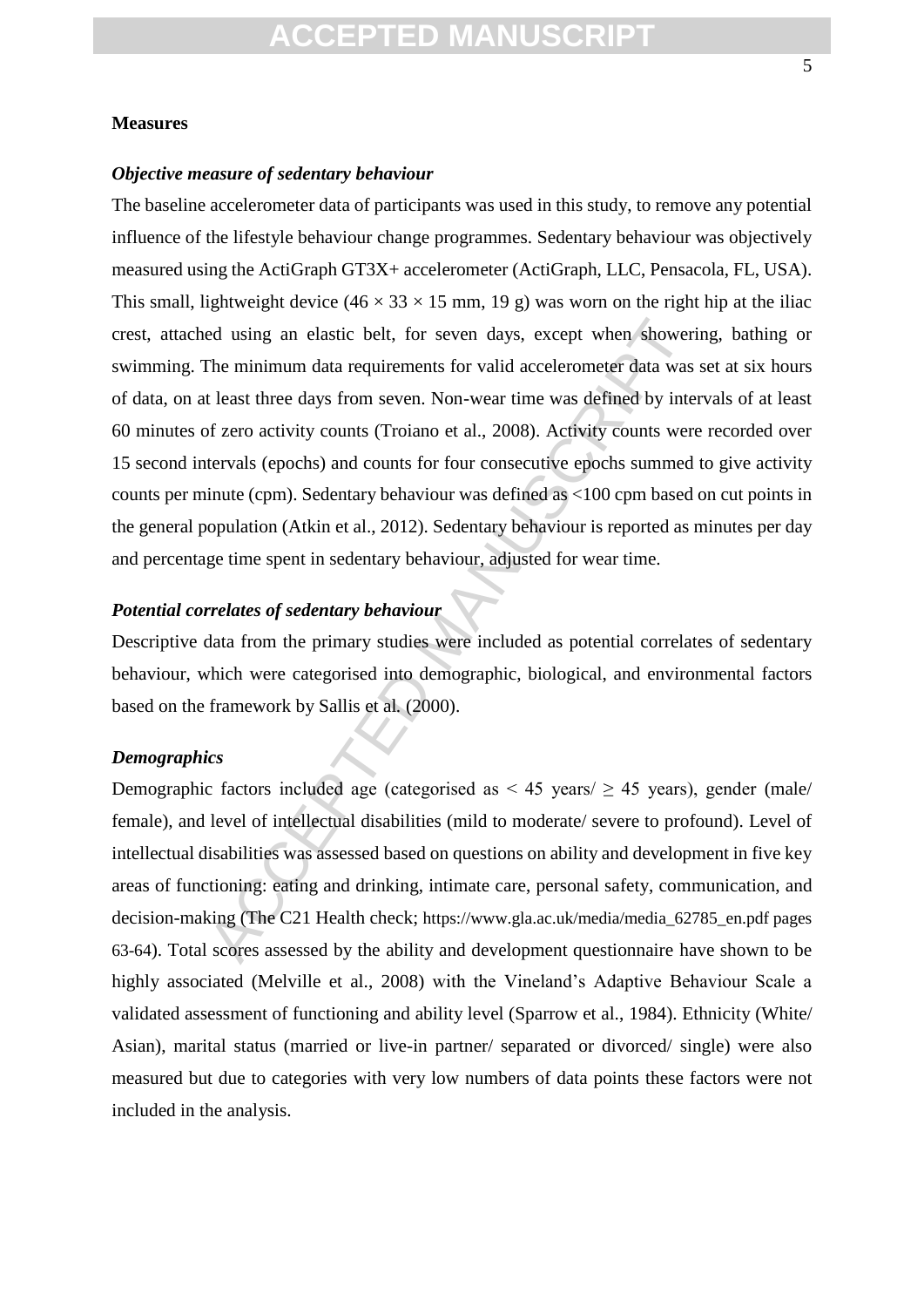## Measures

### *Objective measure of sedentary behaviour*

The baseline accelerometer data of participants was used in this study, to remove any potential influence of the lifestyle behaviour change programmes. Sedentary behaviour was objectively measured using the ActiGraph GT3X+ accelerometer (ActiGraph, LLC, Pensacola, FL, USA). This small, lightweight device ($46 \times 33 \times 15$ mm, 19 g) was worn on the right hip at the iliac crest, attached using an elastic belt, for seven days, except when showering, bathing or swimming. The minimum data requirements for valid accelerometer data was set at six hours of data, on at least three days from seven. Non-wear time was defined by intervals of at least 60 minutes of zero activity counts (Troiano et al., 2008). Activity counts were recorded over 15 second intervals (epochs) and counts for four consecutive epochs summed to give activity counts per minute (cpm). Sedentary behaviour was defined as <100 cpm based on cut points in the general population (Atkin et al., 2012). Sedentary behaviour is reported as minutes per day and percentage time spent in sedentary behaviour, adjusted for wear time.

### *Potential correlates of sedentary behaviour*

Descriptive data from the primary studies were included as potential correlates of sedentary behaviour, which were categorised into demographic, biological, and environmental factors based on the framework by Sallis et al. (2000).

### *Demographics*

Demographic factors included age (categorised as $< 45$ years/ $\geq 45$ years), gender (male/ female), and level of intellectual disabilities (mild to moderate/ severe to profound). Level of intellectual disabilities was assessed based on questions on ability and development in five key areas of functioning: eating and drinking, intimate care, personal safety, communication, and decision-making (The C21 Health check; https://www.gla.ac.uk/media/media_62785_en.pdf pages 63-64). Total scores assessed by the ability and development questionnaire have shown to be highly associated (Melville et al., 2008) with the Vineland's Adaptive Behaviour Scale a validated assessment of functioning and ability level (Sparrow et al., 1984). Ethnicity (White/ Asian), marital status (married or live-in partner/ separated or divorced/ single) were also measured but due to categories with very low numbers of data points these factors were not included in the analysis.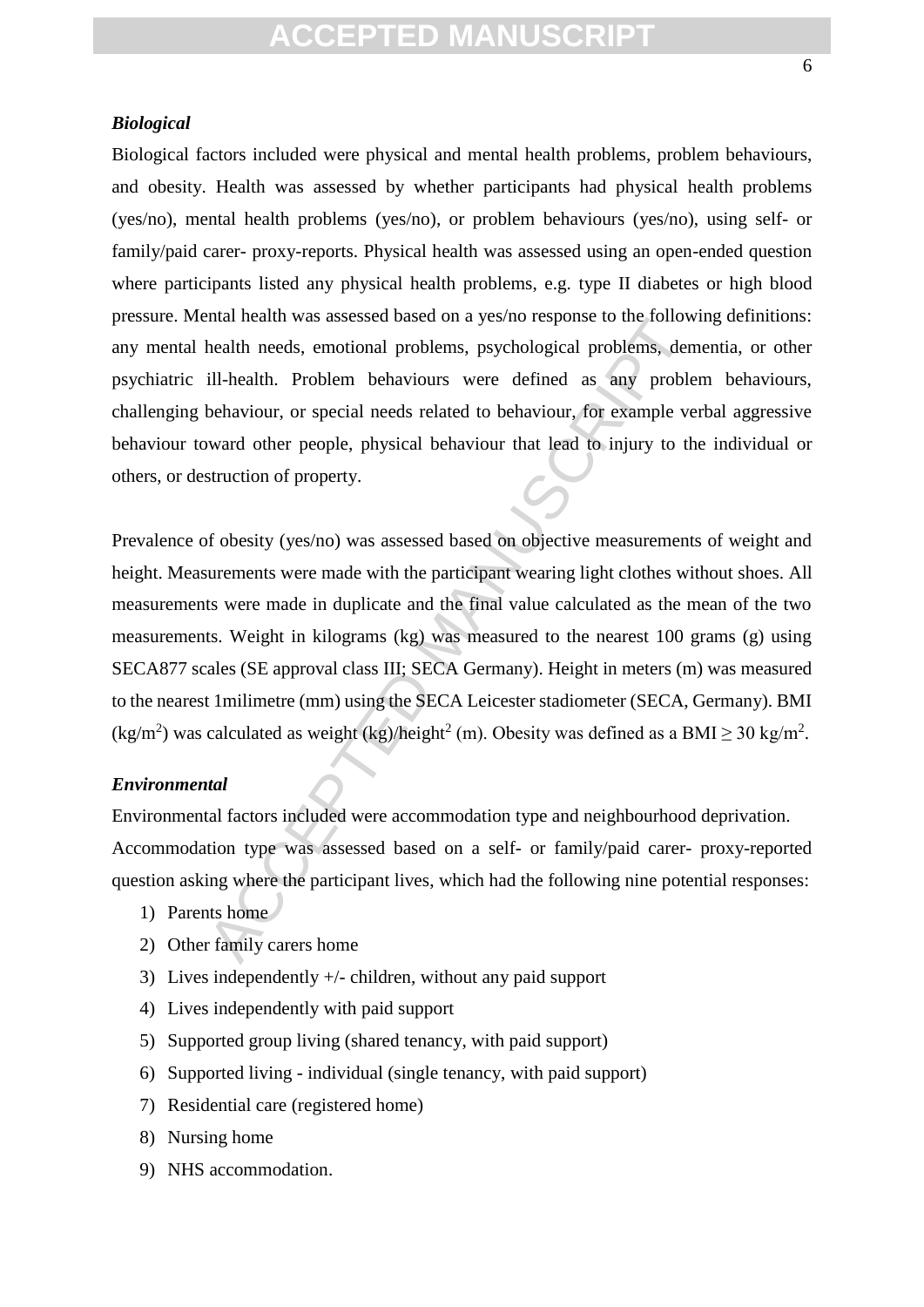### *Biological*

Biological factors included were physical and mental health problems, problem behaviours, and obesity. Health was assessed by whether participants had physical health problems (yes/no), mental health problems (yes/no), or problem behaviours (yes/no), using self- or family/paid carer- proxy-reports. Physical health was assessed using an open-ended question where participants listed any physical health problems, e.g. type II diabetes or high blood pressure. Mental health was assessed based on a yes/no response to the following definitions: any mental health needs, emotional problems, psychological problems, dementia, or other psychiatric ill-health. Problem behaviours were defined as any problem behaviours, challenging behaviour, or special needs related to behaviour, for example verbal aggressive behaviour toward other people, physical behaviour that lead to injury to the individual or others, or destruction of property.

Prevalence of obesity (yes/no) was assessed based on objective measurements of weight and height. Measurements were made with the participant wearing light clothes without shoes. All measurements were made in duplicate and the final value calculated as the mean of the two measurements. Weight in kilograms (kg) was measured to the nearest 100 grams (g) using SECA877 scales (SE approval class III; SECA Germany). Height in meters (m) was measured to the nearest 1milimetre (mm) using the SECA Leicester stadiometer (SECA, Germany). BMI ($kg/m^2$) was calculated as weight (kg)/height$^2$ (m). Obesity was defined as a BMI $\geq 30$ $kg/m^2$.

### *Environmental*

Environmental factors included were accommodation type and neighbourhood deprivation.

Accommodation type was assessed based on a self- or family/paid carer- proxy-reported question asking where the participant lives, which had the following nine potential responses:

1) Parents home
2) Other family carers home
3) Lives independently +/- children, without any paid support
4) Lives independently with paid support
5) Supported group living (shared tenancy, with paid support)
6) Supported living - individual (single tenancy, with paid support)
7) Residential care (registered home)
8) Nursing home
9) NHS accommodation.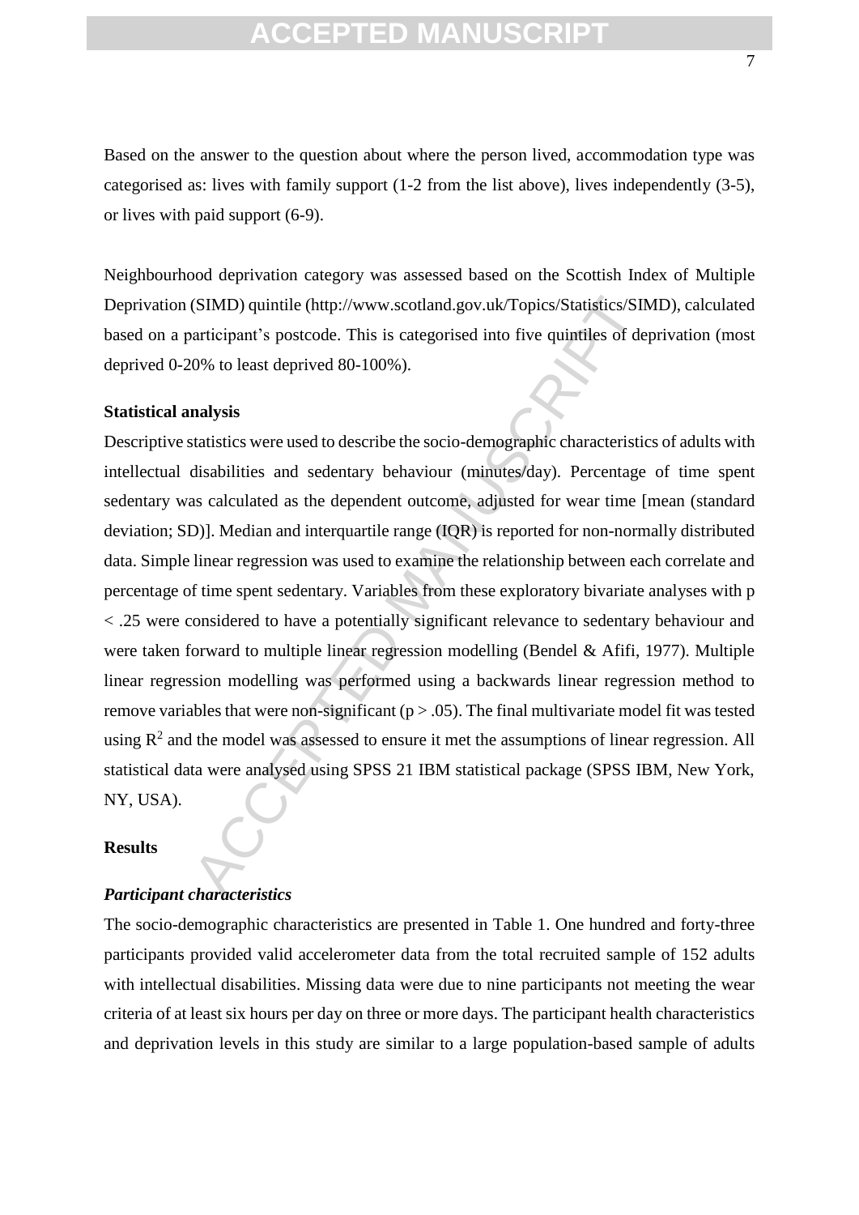Based on the answer to the question about where the person lived, accommodation type was categorised as: lives with family support (1-2 from the list above), lives independently (3-5), or lives with paid support (6-9).

Neighbourhood deprivation category was assessed based on the Scottish Index of Multiple Deprivation (SIMD) quintile (http://www.scotland.gov.uk/Topics/Statistics/SIMD), calculated based on a participant's postcode. This is categorised into five quintiles of deprivation (most deprived 0-20% to least deprived 80-100%).

**Statistical analysis**

Descriptive statistics were used to describe the socio-demographic characteristics of adults with intellectual disabilities and sedentary behaviour (minutes/day). Percentage of time spent sedentary was calculated as the dependent outcome, adjusted for wear time [mean (standard deviation; SD)]. Median and interquartile range (IQR) is reported for non-normally distributed data. Simple linear regression was used to examine the relationship between each correlate and percentage of time spent sedentary. Variables from these exploratory bivariate analyses with $p < .25$ were considered to have a potentially significant relevance to sedentary behaviour and were taken forward to multiple linear regression modelling (Bendel & Afifi, 1977). Multiple linear regression modelling was performed using a backwards linear regression method to remove variables that were non-significant ($p > .05$). The final multivariate model fit was tested using $R^2$ and the model was assessed to ensure it met the assumptions of linear regression. All statistical data were analysed using SPSS 21 IBM statistical package (SPSS IBM, New York, NY, USA).

## Results

### *Participant characteristics*

The socio-demographic characteristics are presented in Table 1. One hundred and forty-three participants provided valid accelerometer data from the total recruited sample of 152 adults with intellectual disabilities. Missing data were due to nine participants not meeting the wear criteria of at least six hours per day on three or more days. The participant health characteristics and deprivation levels in this study are similar to a large population-based sample of adults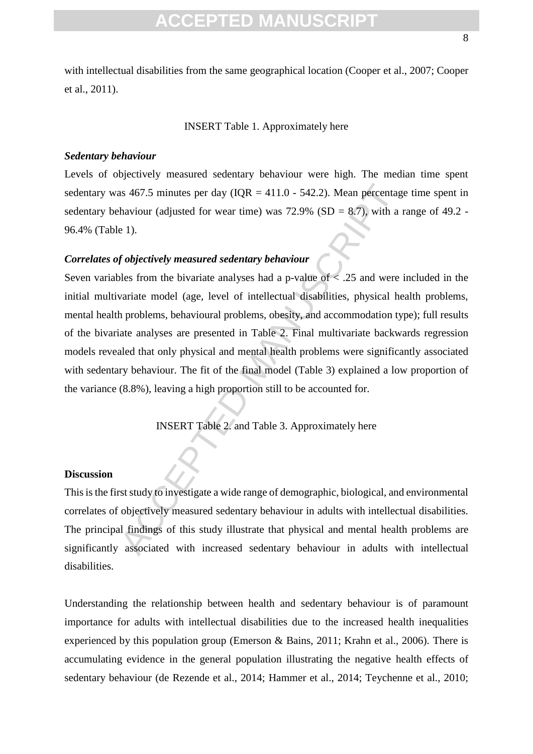with intellectual disabilities from the same geographical location (Cooper et al., 2007; Cooper et al., 2011).

INSERT Table 1. Approximately here

***Sedentary behaviour***

Levels of objectively measured sedentary behaviour were high. The median time spent sedentary was 467.5 minutes per day (IQR = 411.0 - 542.2). Mean percentage time spent in sedentary behaviour (adjusted for wear time) was 72.9% (SD = 8.7), with a range of 49.2 - 96.4% (Table 1).

***Correlates of objectively measured sedentary behaviour***

Seven variables from the bivariate analyses had a p-value of < .25 and were included in the initial multivariate model (age, level of intellectual disabilities, physical health problems, mental health problems, behavioural problems, obesity, and accommodation type); full results of the bivariate analyses are presented in Table 2. Final multivariate backwards regression models revealed that only physical and mental health problems were significantly associated with sedentary behaviour. The fit of the final model (Table 3) explained a low proportion of the variance (8.8%), leaving a high proportion still to be accounted for.

INSERT Table 2. and Table 3. Approximately here

**Discussion**

This is the first study to investigate a wide range of demographic, biological, and environmental correlates of objectively measured sedentary behaviour in adults with intellectual disabilities. The principal findings of this study illustrate that physical and mental health problems are significantly associated with increased sedentary behaviour in adults with intellectual disabilities.

Understanding the relationship between health and sedentary behaviour is of paramount importance for adults with intellectual disabilities due to the increased health inequalities experienced by this population group (Emerson & Bains, 2011; Krahn et al., 2006). There is accumulating evidence in the general population illustrating the negative health effects of sedentary behaviour (de Rezende et al., 2014; Hammer et al., 2014; Teychenne et al., 2010;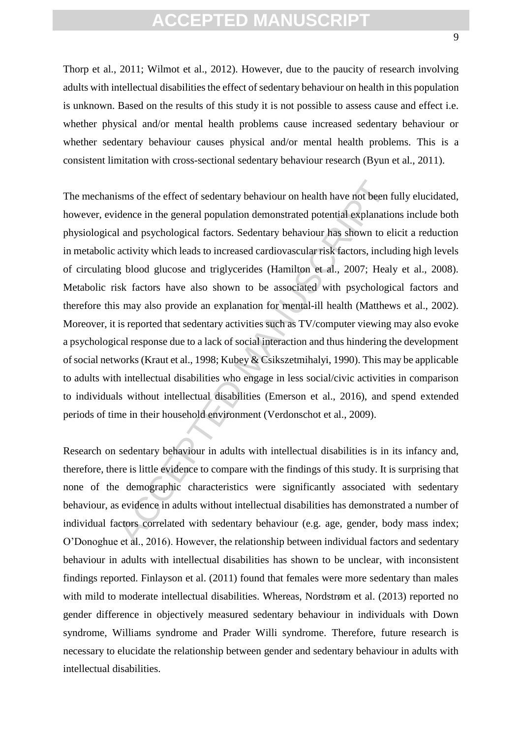Thorp et al., 2011; Wilmot et al., 2012). However, due to the paucity of research involving adults with intellectual disabilities the effect of sedentary behaviour on health in this population is unknown. Based on the results of this study it is not possible to assess cause and effect i.e. whether physical and/or mental health problems cause increased sedentary behaviour or whether sedentary behaviour causes physical and/or mental health problems. This is a consistent limitation with cross-sectional sedentary behaviour research (Byun et al., 2011).

The mechanisms of the effect of sedentary behaviour on health have not been fully elucidated, however, evidence in the general population demonstrated potential explanations include both physiological and psychological factors. Sedentary behaviour has shown to elicit a reduction in metabolic activity which leads to increased cardiovascular risk factors, including high levels of circulating blood glucose and triglycerides (Hamilton et al., 2007; Healy et al., 2008). Metabolic risk factors have also shown to be associated with psychological factors and therefore this may also provide an explanation for mental-ill health (Matthews et al., 2002). Moreover, it is reported that sedentary activities such as TV/computer viewing may also evoke a psychological response due to a lack of social interaction and thus hindering the development of social networks (Kraut et al., 1998; Kubey & Csikszetmihalyi, 1990). This may be applicable to adults with intellectual disabilities who engage in less social/civic activities in comparison to individuals without intellectual disabilities (Emerson et al., 2016), and spend extended periods of time in their household environment (Verdonschot et al., 2009).

Research on sedentary behaviour in adults with intellectual disabilities is in its infancy and, therefore, there is little evidence to compare with the findings of this study. It is surprising that none of the demographic characteristics were significantly associated with sedentary behaviour, as evidence in adults without intellectual disabilities has demonstrated a number of individual factors correlated with sedentary behaviour (e.g. age, gender, body mass index; O'Donoghue et al., 2016). However, the relationship between individual factors and sedentary behaviour in adults with intellectual disabilities has shown to be unclear, with inconsistent findings reported. Finlayson et al. (2011) found that females were more sedentary than males with mild to moderate intellectual disabilities. Whereas, Nordstrøm et al. (2013) reported no gender difference in objectively measured sedentary behaviour in individuals with Down syndrome, Williams syndrome and Prader Willi syndrome. Therefore, future research is necessary to elucidate the relationship between gender and sedentary behaviour in adults with intellectual disabilities.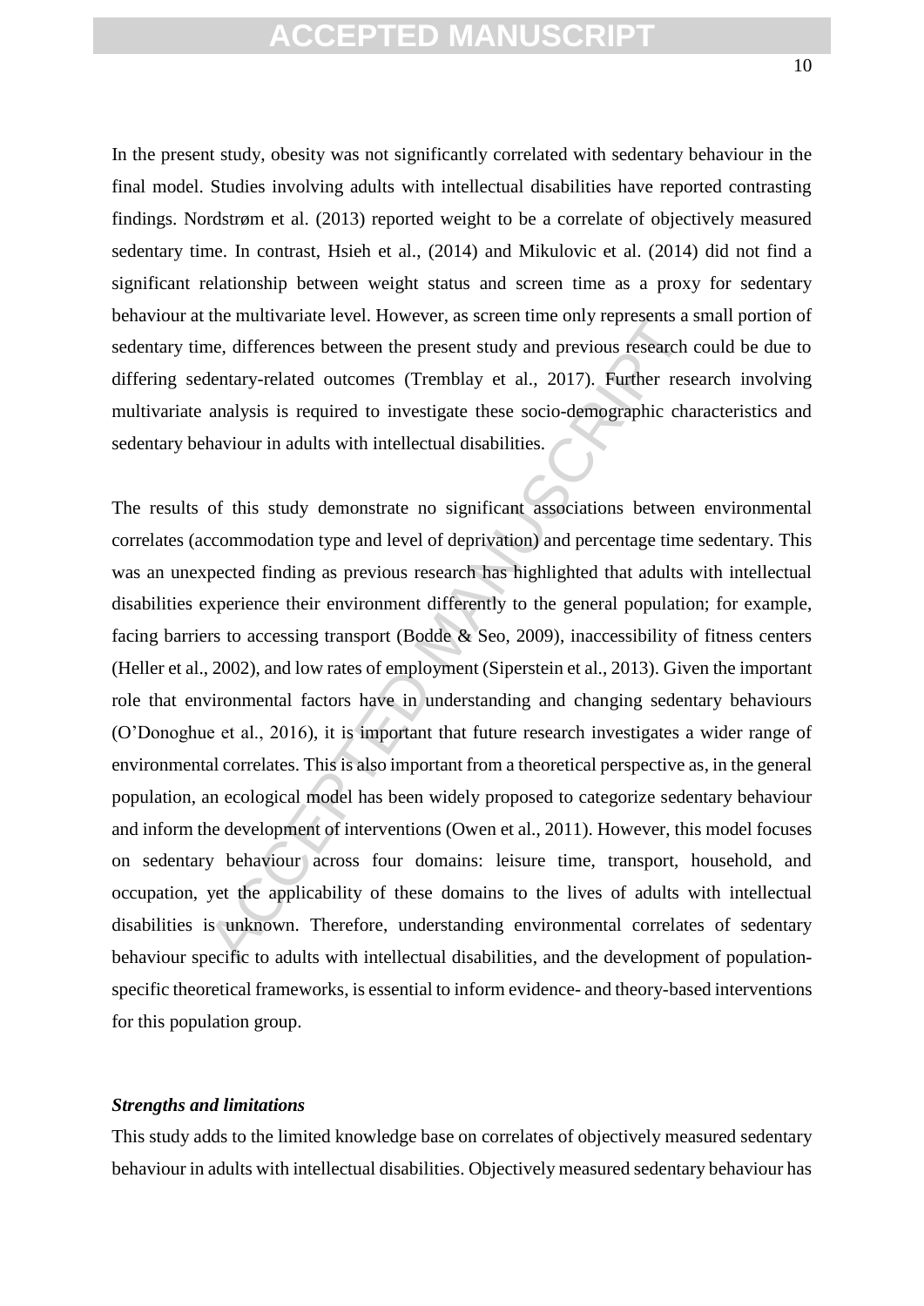In the present study, obesity was not significantly correlated with sedentary behaviour in the final model. Studies involving adults with intellectual disabilities have reported contrasting findings. Nordstrøm et al. (2013) reported weight to be a correlate of objectively measured sedentary time. In contrast, Hsieh et al., (2014) and Mikulovic et al. (2014) did not find a significant relationship between weight status and screen time as a proxy for sedentary behaviour at the multivariate level. However, as screen time only represents a small portion of sedentary time, differences between the present study and previous research could be due to differing sedentary-related outcomes (Tremblay et al., 2017). Further research involving multivariate analysis is required to investigate these socio-demographic characteristics and sedentary behaviour in adults with intellectual disabilities.

The results of this study demonstrate no significant associations between environmental correlates (accommodation type and level of deprivation) and percentage time sedentary. This was an unexpected finding as previous research has highlighted that adults with intellectual disabilities experience their environment differently to the general population; for example, facing barriers to accessing transport (Bodde & Seo, 2009), inaccessibility of fitness centers (Heller et al., 2002), and low rates of employment (Siperstein et al., 2013). Given the important role that environmental factors have in understanding and changing sedentary behaviours (O'Donoghue et al., 2016), it is important that future research investigates a wider range of environmental correlates. This is also important from a theoretical perspective as, in the general population, an ecological model has been widely proposed to categorize sedentary behaviour and inform the development of interventions (Owen et al., 2011). However, this model focuses on sedentary behaviour across four domains: leisure time, transport, household, and occupation, yet the applicability of these domains to the lives of adults with intellectual disabilities is unknown. Therefore, understanding environmental correlates of sedentary behaviour specific to adults with intellectual disabilities, and the development of population-specific theoretical frameworks, is essential to inform evidence- and theory-based interventions for this population group.

### *Strengths and limitations*

This study adds to the limited knowledge base on correlates of objectively measured sedentary behaviour in adults with intellectual disabilities. Objectively measured sedentary behaviour has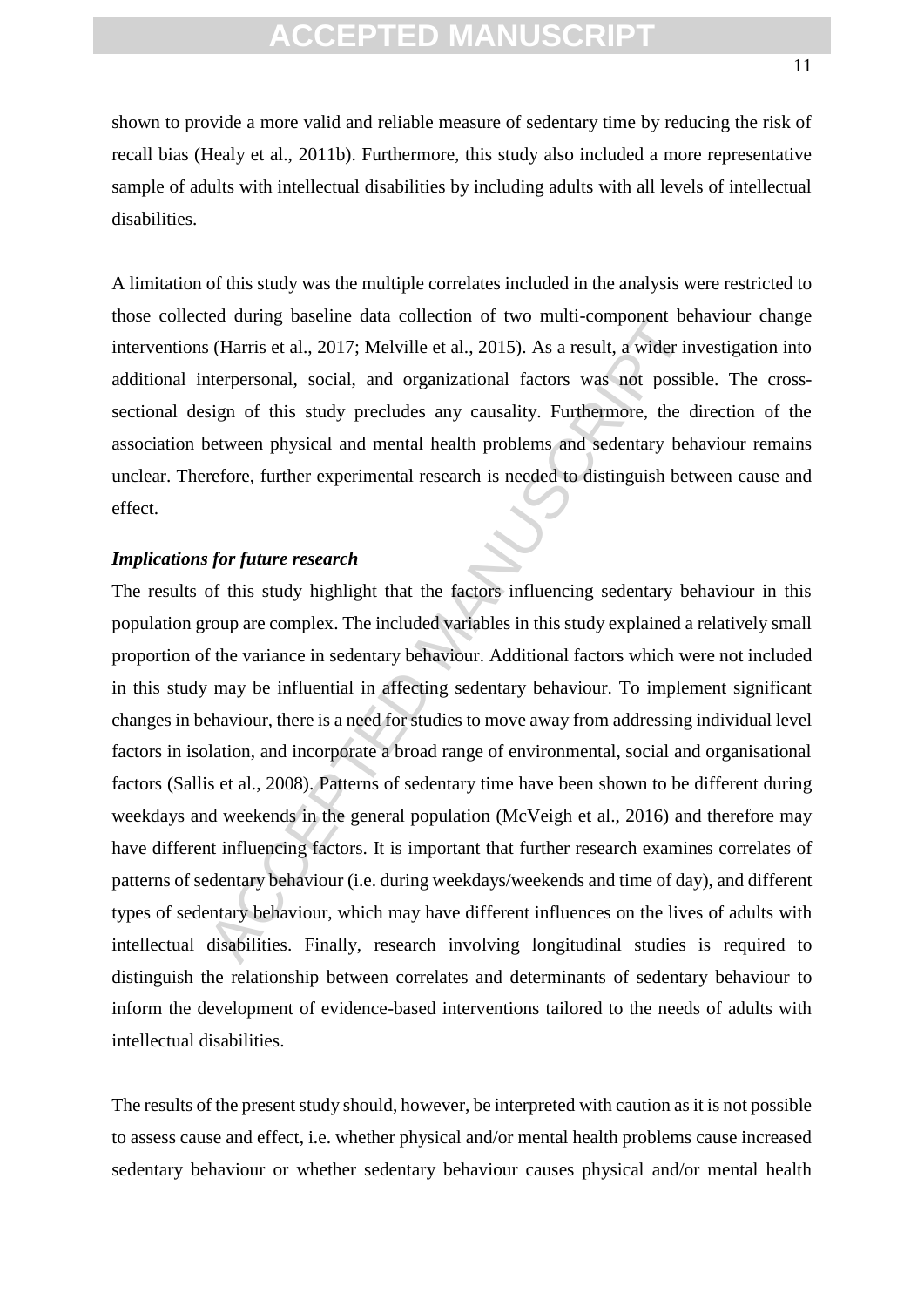shown to provide a more valid and reliable measure of sedentary time by reducing the risk of recall bias (Healy et al., 2011b). Furthermore, this study also included a more representative sample of adults with intellectual disabilities by including adults with all levels of intellectual disabilities.

A limitation of this study was the multiple correlates included in the analysis were restricted to those collected during baseline data collection of two multi-component behaviour change interventions (Harris et al., 2017; Melville et al., 2015). As a result, a wider investigation into additional interpersonal, social, and organizational factors was not possible. The cross-sectional design of this study precludes any causality. Furthermore, the direction of the association between physical and mental health problems and sedentary behaviour remains unclear. Therefore, further experimental research is needed to distinguish between cause and effect.

### *Implications for future research*

The results of this study highlight that the factors influencing sedentary behaviour in this population group are complex. The included variables in this study explained a relatively small proportion of the variance in sedentary behaviour. Additional factors which were not included in this study may be influential in affecting sedentary behaviour. To implement significant changes in behaviour, there is a need for studies to move away from addressing individual level factors in isolation, and incorporate a broad range of environmental, social and organisational factors (Sallis et al., 2008). Patterns of sedentary time have been shown to be different during weekdays and weekends in the general population (McVeigh et al., 2016) and therefore may have different influencing factors. It is important that further research examines correlates of patterns of sedentary behaviour (i.e. during weekdays/weekends and time of day), and different types of sedentary behaviour, which may have different influences on the lives of adults with intellectual disabilities. Finally, research involving longitudinal studies is required to distinguish the relationship between correlates and determinants of sedentary behaviour to inform the development of evidence-based interventions tailored to the needs of adults with intellectual disabilities.

The results of the present study should, however, be interpreted with caution as it is not possible to assess cause and effect, i.e. whether physical and/or mental health problems cause increased sedentary behaviour or whether sedentary behaviour causes physical and/or mental health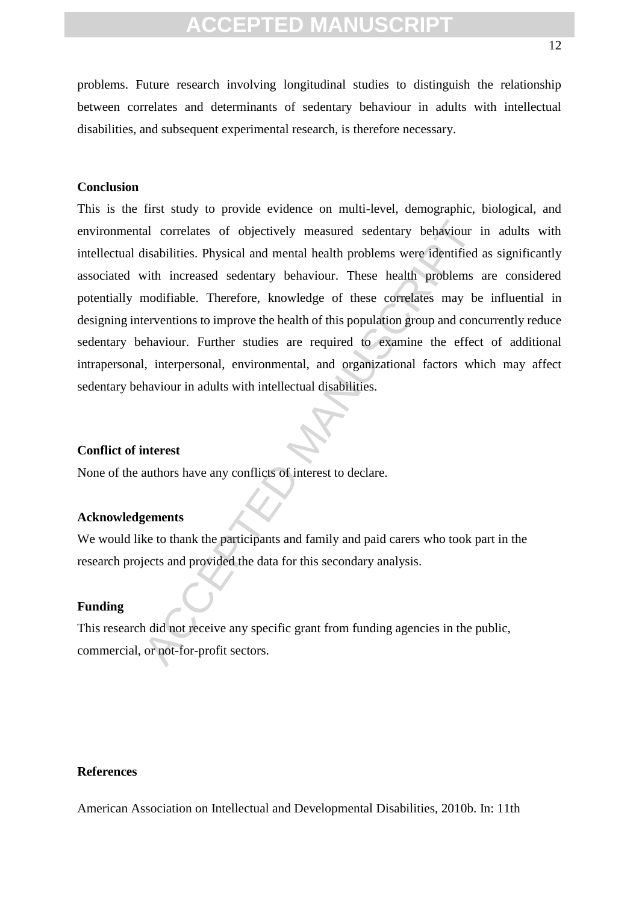problems. Future research involving longitudinal studies to distinguish the relationship between correlates and determinants of sedentary behaviour in adults with intellectual disabilities, and subsequent experimental research, is therefore necessary.

**Conclusion**

This is the first study to provide evidence on multi-level, demographic, biological, and environmental correlates of objectively measured sedentary behaviour in adults with intellectual disabilities. Physical and mental health problems were identified as significantly associated with increased sedentary behaviour. These health problems are considered potentially modifiable. Therefore, knowledge of these correlates may be influential in designing interventions to improve the health of this population group and concurrently reduce sedentary behaviour. Further studies are required to examine the effect of additional intrapersonal, interpersonal, environmental, and organizational factors which may affect sedentary behaviour in adults with intellectual disabilities.

**Conflict of interest**

None of the authors have any conflicts of interest to declare.

**Acknowledgements**

We would like to thank the participants and family and paid carers who took part in the research projects and provided the data for this secondary analysis.

**Funding**

This research did not receive any specific grant from funding agencies in the public, commercial, or not-for-profit sectors.

**References**

American Association on Intellectual and Developmental Disabilities, 2010b. In: 11th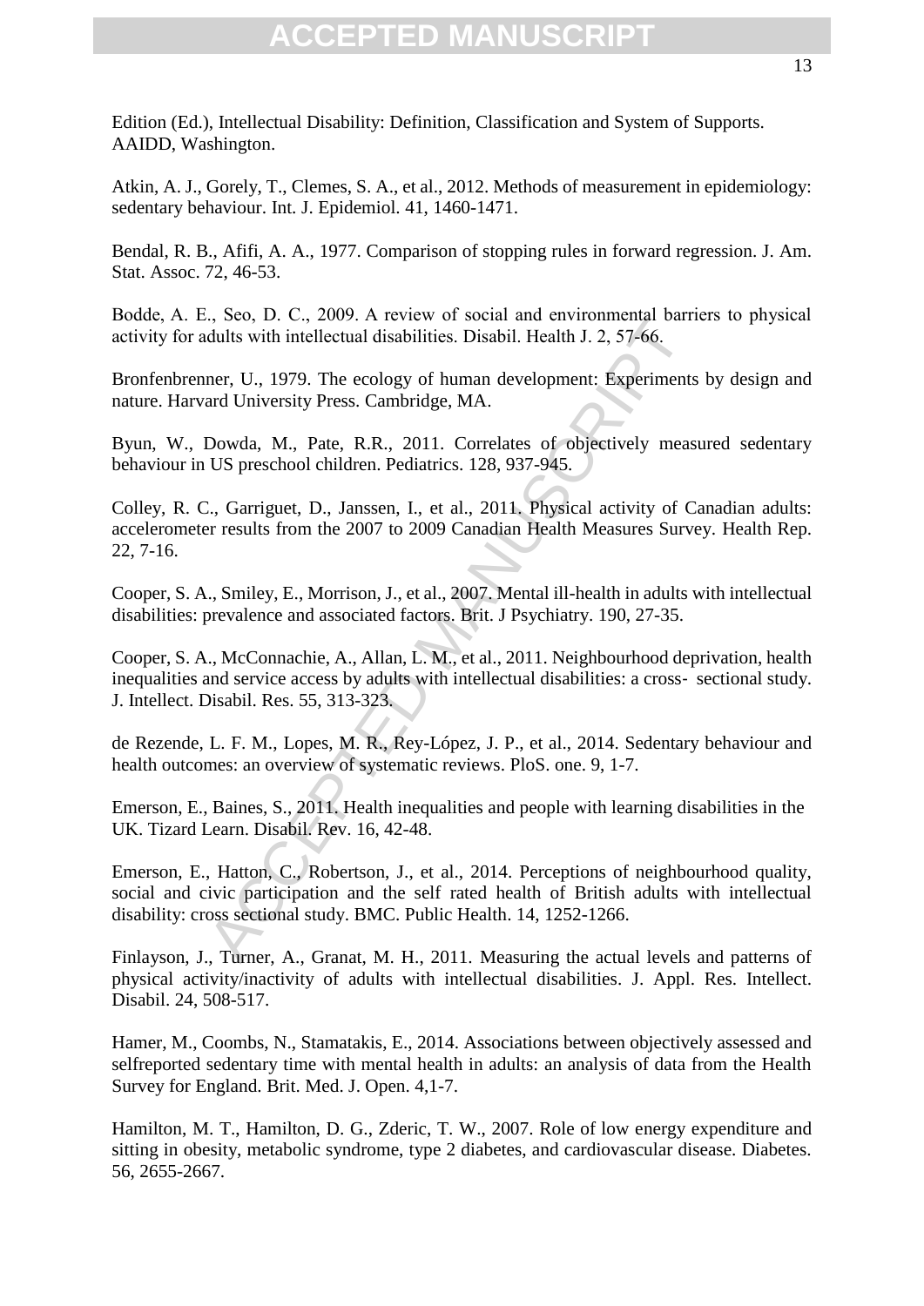Edition (Ed.), Intellectual Disability: Definition, Classification and System of Supports. AAIDD, Washington.

Atkin, A. J., Gorely, T., Clemes, S. A., et al., 2012. Methods of measurement in epidemiology: sedentary behaviour. Int. J. Epidemiol. 41, 1460-1471.

Bendal, R. B., Afifi, A. A., 1977. Comparison of stopping rules in forward regression. J. Am. Stat. Assoc. 72, 46-53.

Bodde, A. E., Seo, D. C., 2009. A review of social and environmental barriers to physical activity for adults with intellectual disabilities. Disabil. Health J. 2, 57-66.

Bronfenbrenner, U., 1979. The ecology of human development: Experiments by design and nature. Harvard University Press. Cambridge, MA.

Byun, W., Dowda, M., Pate, R.R., 2011. Correlates of objectively measured sedentary behaviour in US preschool children. Pediatrics. 128, 937-945.

Colley, R. C., Garriguet, D., Janssen, I., et al., 2011. Physical activity of Canadian adults: accelerometer results from the 2007 to 2009 Canadian Health Measures Survey. Health Rep. 22, 7-16.

Cooper, S. A., Smiley, E., Morrison, J., et al., 2007. Mental ill-health in adults with intellectual disabilities: prevalence and associated factors. Brit. J Psychiatry. 190, 27-35.

Cooper, S. A., McConnachie, A., Allan, L. M., et al., 2011. Neighbourhood deprivation, health inequalities and service access by adults with intellectual disabilities: a cross‐ sectional study. J. Intellect. Disabil. Res. 55, 313-323.

de Rezende, L. F. M., Lopes, M. R., Rey-López, J. P., et al., 2014. Sedentary behaviour and health outcomes: an overview of systematic reviews. PloS. one. 9, 1-7.

Emerson, E., Baines, S., 2011. Health inequalities and people with learning disabilities in the UK. Tizard Learn. Disabil. Rev. 16, 42-48.

Emerson, E., Hatton, C., Robertson, J., et al., 2014. Perceptions of neighbourhood quality, social and civic participation and the self rated health of British adults with intellectual disability: cross sectional study. BMC. Public Health. 14, 1252-1266.

Finlayson, J., Turner, A., Granat, M. H., 2011. Measuring the actual levels and patterns of physical activity/inactivity of adults with intellectual disabilities. J. Appl. Res. Intellect. Disabil. 24, 508-517.

Hamer, M., Coombs, N., Stamatakis, E., 2014. Associations between objectively assessed and selfreported sedentary time with mental health in adults: an analysis of data from the Health Survey for England. Brit. Med. J. Open. 4,1-7.

Hamilton, M. T., Hamilton, D. G., Zderic, T. W., 2007. Role of low energy expenditure and sitting in obesity, metabolic syndrome, type 2 diabetes, and cardiovascular disease. Diabetes. 56, 2655-2667.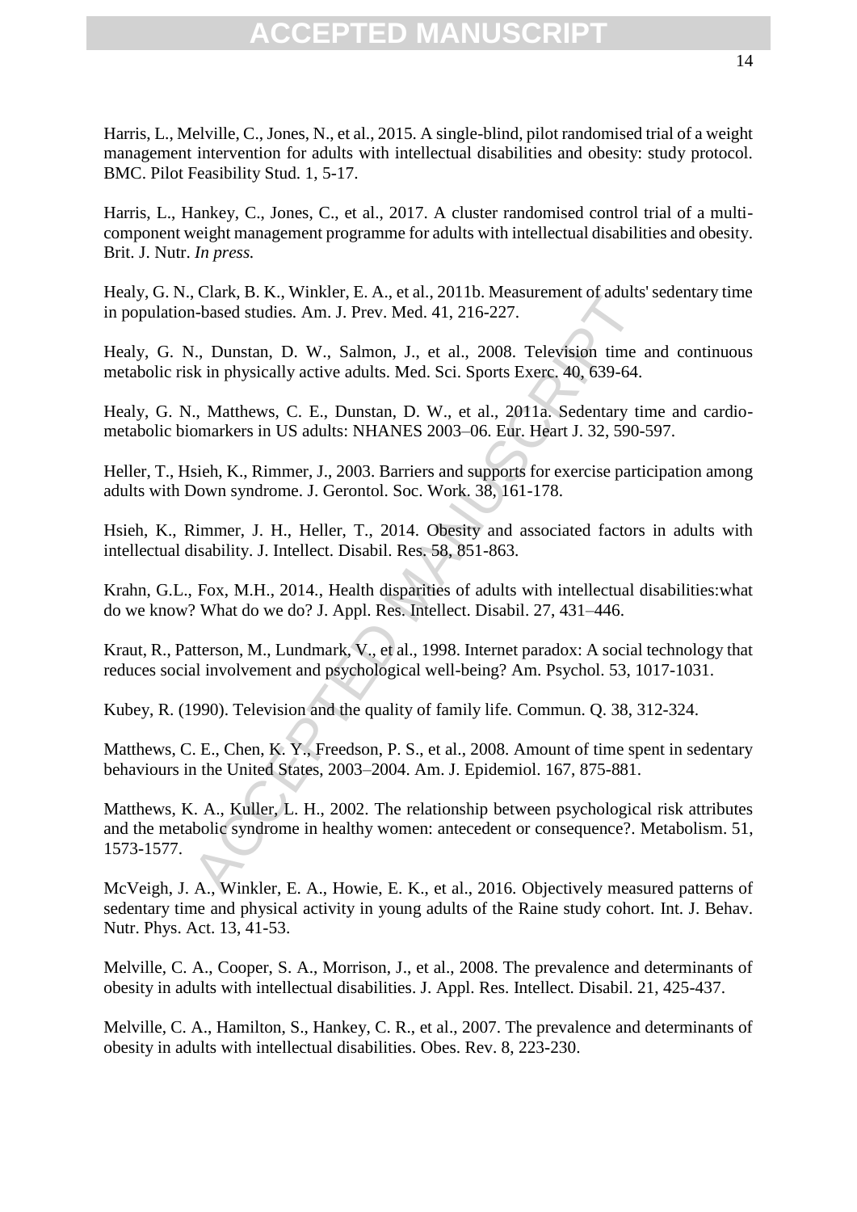Harris, L., Melville, C., Jones, N., et al., 2015. A single-blind, pilot randomised trial of a weight management intervention for adults with intellectual disabilities and obesity: study protocol. BMC. Pilot Feasibility Stud. 1, 5-17.

Harris, L., Hankey, C., Jones, C., et al., 2017. A cluster randomised control trial of a multi-component weight management programme for adults with intellectual disabilities and obesity. Brit. J. Nutr. *In press.*

Healy, G. N., Clark, B. K., Winkler, E. A., et al., 2011b. Measurement of adults' sedentary time in population-based studies. Am. J. Prev. Med. 41, 216-227.

Healy, G. N., Dunstan, D. W., Salmon, J., et al., 2008. Television time and continuous metabolic risk in physically active adults. Med. Sci. Sports Exerc. 40, 639-64.

Healy, G. N., Matthews, C. E., Dunstan, D. W., et al., 2011a. Sedentary time and cardio-metabolic biomarkers in US adults: NHANES 2003–06. Eur. Heart J. 32, 590-597.

Heller, T., Hsieh, K., Rimmer, J., 2003. Barriers and supports for exercise participation among adults with Down syndrome. J. Gerontol. Soc. Work. 38, 161-178.

Hsieh, K., Rimmer, J. H., Heller, T., 2014. Obesity and associated factors in adults with intellectual disability. J. Intellect. Disabil. Res. 58, 851-863.

Krahn, G.L., Fox, M.H., 2014., Health disparities of adults with intellectual disabilities:what do we know? What do we do? J. Appl. Res. Intellect. Disabil. 27, 431–446.

Kraut, R., Patterson, M., Lundmark, V., et al., 1998. Internet paradox: A social technology that reduces social involvement and psychological well-being? Am. Psychol. 53, 1017-1031.

Kubey, R. (1990). Television and the quality of family life. Commun. Q. 38, 312-324.

Matthews, C. E., Chen, K. Y., Freedson, P. S., et al., 2008. Amount of time spent in sedentary behaviours in the United States, 2003–2004. Am. J. Epidemiol. 167, 875-881.

Matthews, K. A., Kuller, L. H., 2002. The relationship between psychological risk attributes and the metabolic syndrome in healthy women: antecedent or consequence?. Metabolism. 51, 1573-1577.

McVeigh, J. A., Winkler, E. A., Howie, E. K., et al., 2016. Objectively measured patterns of sedentary time and physical activity in young adults of the Raine study cohort. Int. J. Behav. Nutr. Phys. Act. 13, 41-53.

Melville, C. A., Cooper, S. A., Morrison, J., et al., 2008. The prevalence and determinants of obesity in adults with intellectual disabilities. J. Appl. Res. Intellect. Disabil. 21, 425-437.

Melville, C. A., Hamilton, S., Hankey, C. R., et al., 2007. The prevalence and determinants of obesity in adults with intellectual disabilities. Obes. Rev. 8, 223-230.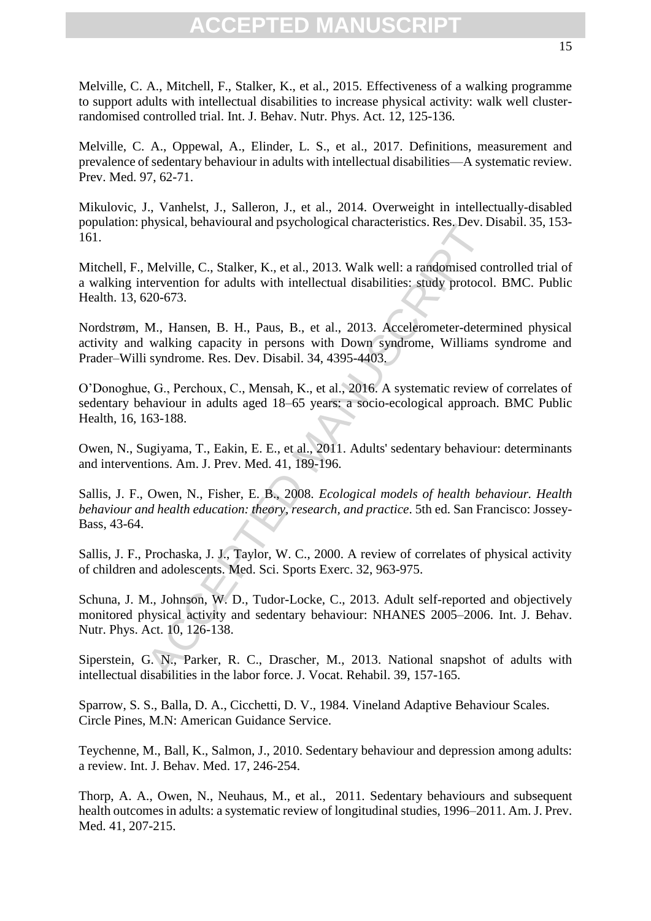Melville, C. A., Mitchell, F., Stalker, K., et al., 2015. Effectiveness of a walking programme to support adults with intellectual disabilities to increase physical activity: walk well cluster-randomised controlled trial. Int. J. Behav. Nutr. Phys. Act. 12, 125-136.

Melville, C. A., Oppewal, A., Elinder, L. S., et al., 2017. Definitions, measurement and prevalence of sedentary behaviour in adults with intellectual disabilities—A systematic review. Prev. Med. 97, 62-71.

Mikulovic, J., Vanhelst, J., Salleron, J., et al., 2014. Overweight in intellectually-disabled population: physical, behavioural and psychological characteristics. Res. Dev. Disabil. 35, 153-161.

Mitchell, F., Melville, C., Stalker, K., et al., 2013. Walk well: a randomised controlled trial of a walking intervention for adults with intellectual disabilities: study protocol. BMC. Public Health. 13, 620-673.

Nordstrøm, M., Hansen, B. H., Paus, B., et al., 2013. Accelerometer-determined physical activity and walking capacity in persons with Down syndrome, Williams syndrome and Prader–Willi syndrome. Res. Dev. Disabil. 34, 4395-4403.

O'Donoghue, G., Perchoux, C., Mensah, K., et al., 2016. A systematic review of correlates of sedentary behaviour in adults aged 18–65 years: a socio-ecological approach. BMC Public Health, 16, 163-188.

Owen, N., Sugiyama, T., Eakin, E. E., et al., 2011. Adults' sedentary behaviour: determinants and interventions. Am. J. Prev. Med. 41, 189-196.

Sallis, J. F., Owen, N., Fisher, E. B., 2008. *Ecological models of health behaviour. Health behaviour and health education: theory, research, and practice*. 5th ed. San Francisco: Jossey-Bass, 43-64.

Sallis, J. F., Prochaska, J. J., Taylor, W. C., 2000. A review of correlates of physical activity of children and adolescents. Med. Sci. Sports Exerc. 32, 963-975.

Schuna, J. M., Johnson, W. D., Tudor-Locke, C., 2013. Adult self-reported and objectively monitored physical activity and sedentary behaviour: NHANES 2005–2006. Int. J. Behav. Nutr. Phys. Act. 10, 126-138.

Siperstein, G. N., Parker, R. C., Drascher, M., 2013. National snapshot of adults with intellectual disabilities in the labor force. J. Vocat. Rehabil. 39, 157-165.

Sparrow, S. S., Balla, D. A., Cicchetti, D. V., 1984. Vineland Adaptive Behaviour Scales. Circle Pines, M.N: American Guidance Service.

Teychenne, M., Ball, K., Salmon, J., 2010. Sedentary behaviour and depression among adults: a review. Int. J. Behav. Med. 17, 246-254.

Thorp, A. A., Owen, N., Neuhaus, M., et al., 2011. Sedentary behaviours and subsequent health outcomes in adults: a systematic review of longitudinal studies, 1996–2011. Am. J. Prev. Med. 41, 207-215.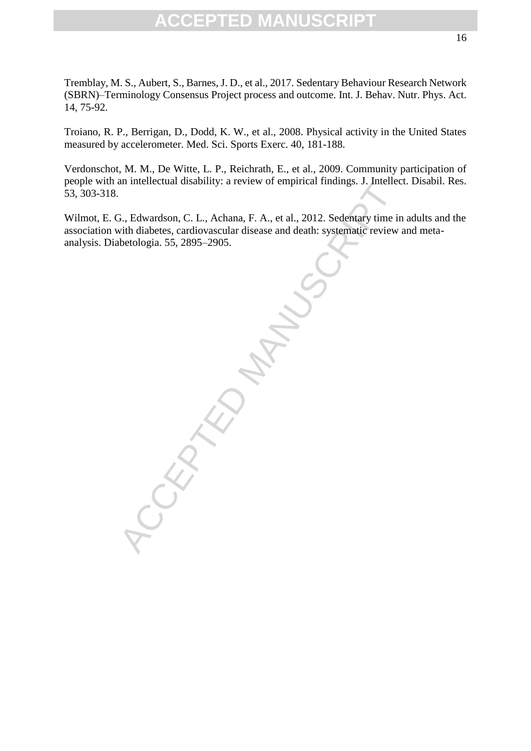Tremblay, M. S., Aubert, S., Barnes, J. D., et al., 2017. Sedentary Behaviour Research Network (SBRN)–Terminology Consensus Project process and outcome. Int. J. Behav. Nutr. Phys. Act. 14, 75-92.

Troiano, R. P., Berrigan, D., Dodd, K. W., et al., 2008. Physical activity in the United States measured by accelerometer. Med. Sci. Sports Exerc. 40, 181-188.

Verdonschot, M. M., De Witte, L. P., Reichrath, E., et al., 2009. Community participation of people with an intellectual disability: a review of empirical findings. J. Intellect. Disabil. Res. 53, 303-318.

Wilmot, E. G., Edwardson, C. L., Achana, F. A., et al., 2012. Sedentary time in adults and the association with diabetes, cardiovascular disease and death: systematic review and meta-analysis. Diabetologia. 55, 2895–2905.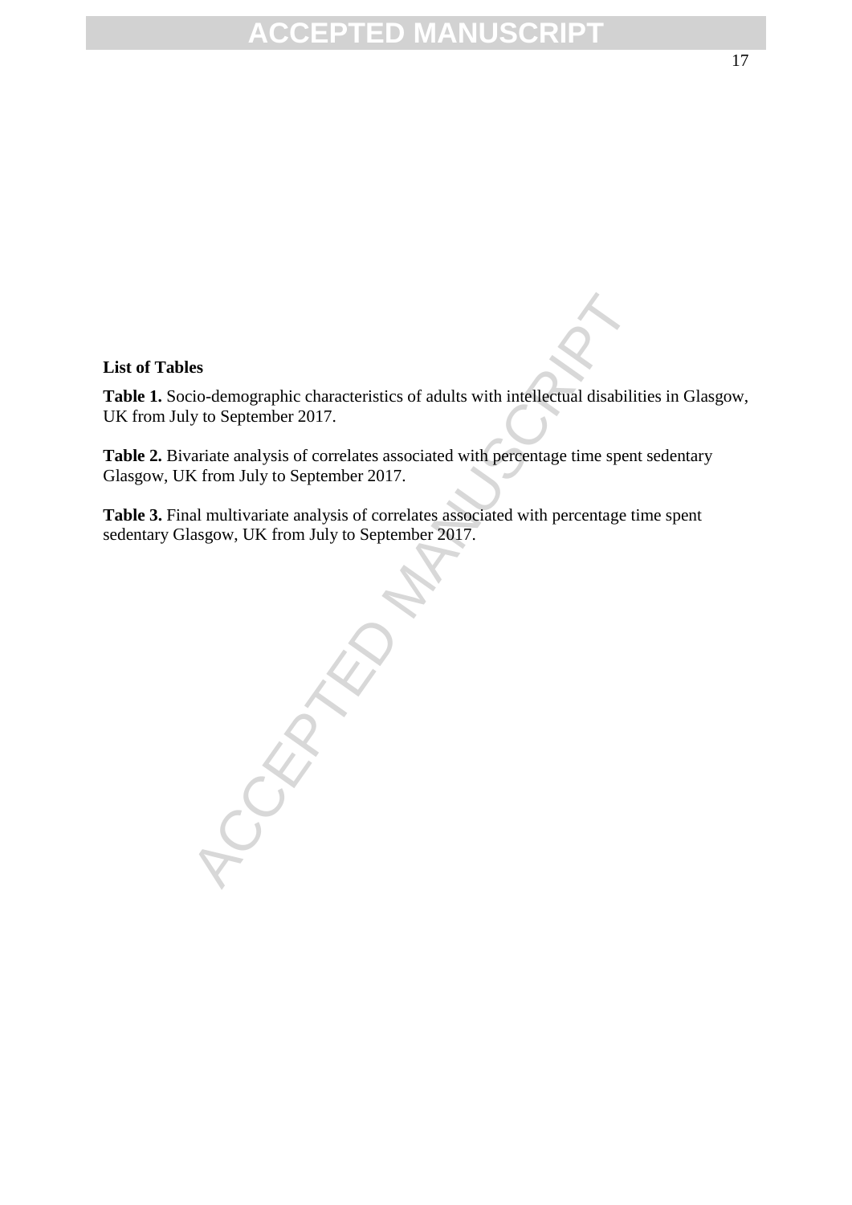**List of Tables**

**Table 1.** Socio-demographic characteristics of adults with intellectual disabilities in Glasgow, UK from July to September 2017.

**Table 2.** Bivariate analysis of correlates associated with percentage time spent sedentary Glasgow, UK from July to September 2017.

**Table 3.** Final multivariate analysis of correlates associated with percentage time spent sedentary Glasgow, UK from July to September 2017.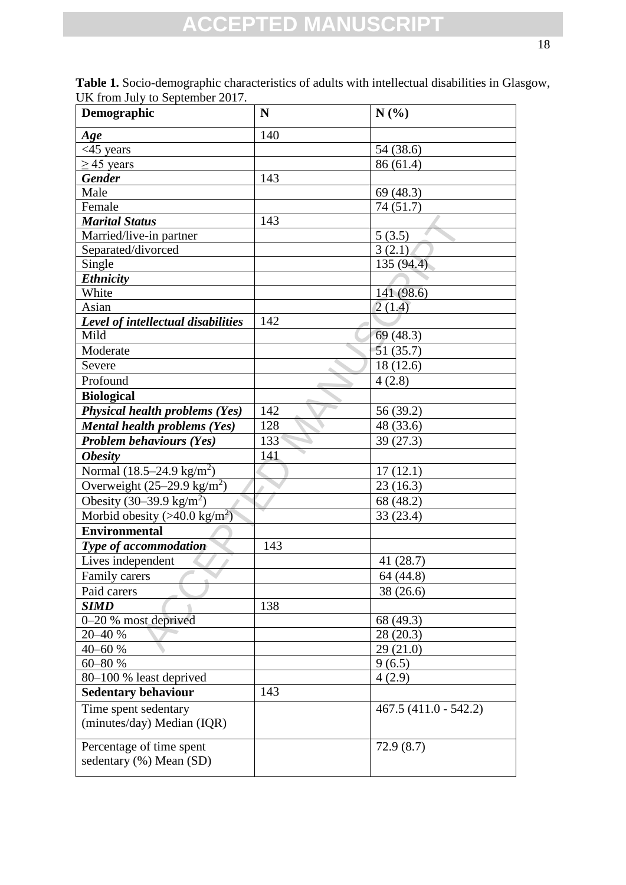**Table 1.** Socio-demographic characteristics of adults with intellectual disabilities in Glasgow, UK from July to September 2017.

| Demographic | N | N (%) |
|---|---|---|
| ***Age*** | 140 | |
| <45 years | | 54 (38.6) |
| ≥ 45 years | | 86 (61.4) |
| ***Gender*** | 143 | |
| Male | | 69 (48.3) |
| Female | | 74 (51.7) |
| ***Marital Status*** | 143 | |
| Married/live-in partner | | 5 (3.5) |
| Separated/divorced | | 3 (2.1) |
| Single | | 135 (94.4) |
| ***Ethnicity*** | | |
| White | | 141 (98.6) |
| Asian | | 2 (1.4) |
| ***Level of intellectual disabilities*** | 142 | |
| Mild | | 69 (48.3) |
| Moderate | | 51 (35.7) |
| Severe | | 18 (12.6) |
| Profound | | 4 (2.8) |
| **Biological** | | |
| ***Physical health problems (Yes)*** | 142 | 56 (39.2) |
| ***Mental health problems (Yes)*** | 128 | 48 (33.6) |
| ***Problem behaviours (Yes)*** | 133 | 39 (27.3) |
| ***Obesity*** | 141 | |
| Normal (18.5–24.9 kg/m$^2$) | | 17 (12.1) |
| Overweight (25–29.9 kg/m$^2$) | | 23 (16.3) |
| Obesity (30–39.9 kg/m$^2$) | | 68 (48.2) |
| Morbid obesity (>40.0 kg/m$^2$) | | 33 (23.4) |
| **Environmental** | | |
| ***Type of accommodation*** | 143 | |
| Lives independent | | 41 (28.7) |
| Family carers | | 64 (44.8) |
| Paid carers | | 38 (26.6) |
| ***SIMD*** | 138 | |
| 0–20 % most deprived | | 68 (49.3) |
| 20–40 % | | 28 (20.3) |
| 40–60 % | | 29 (21.0) |
| 60–80 % | | 9 (6.5) |
| 80–100 % least deprived | | 4 (2.9) |
| **Sedentary behaviour** | 143 | |
| Time spent sedentary (minutes/day) Median (IQR) | | 467.5 (411.0 - 542.2) |
| Percentage of time spent sedentary (%) Mean (SD) | | 72.9 (8.7) |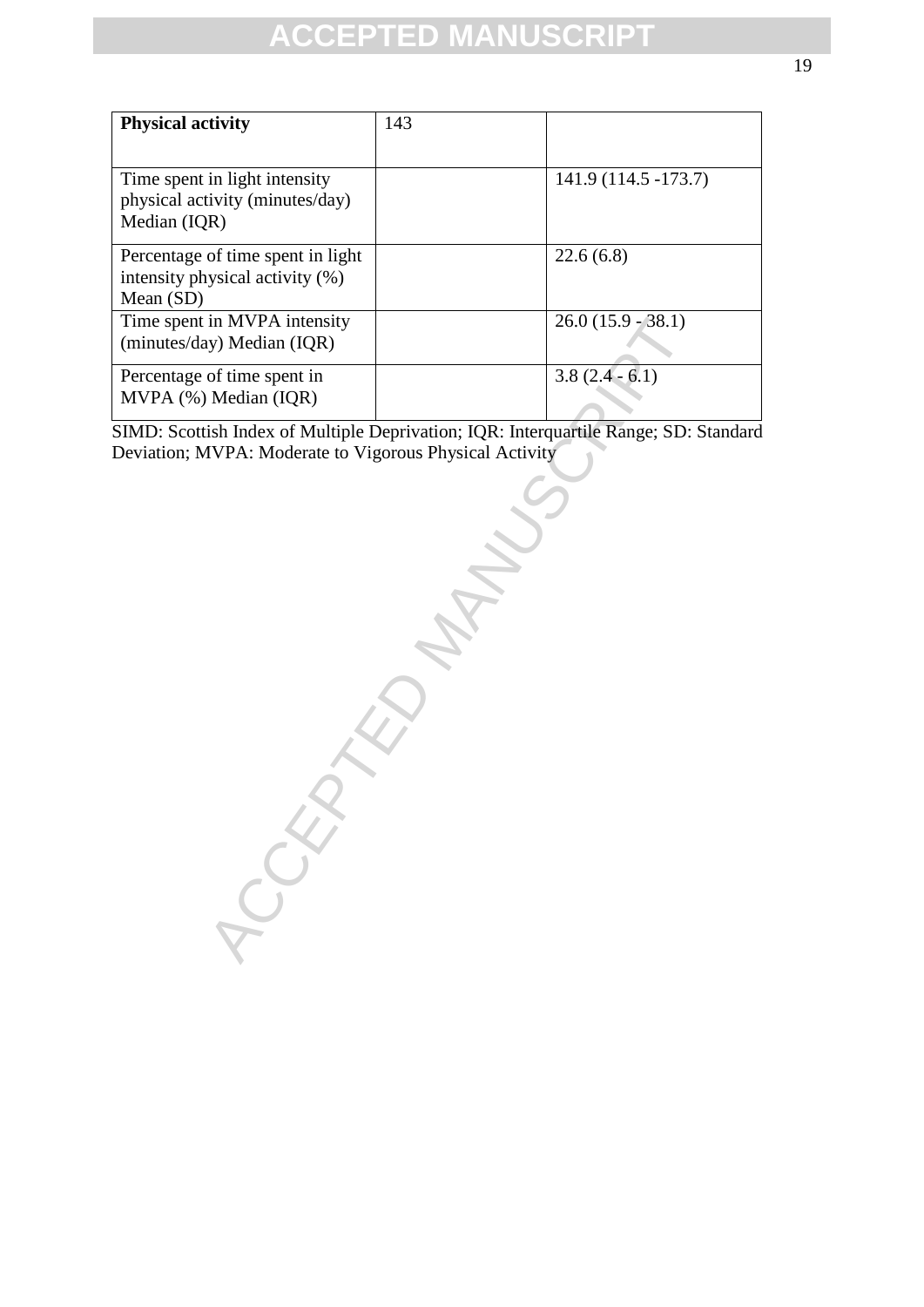| **Physical activity** | 143 | |
|---|---|---|
| Time spent in light intensity physical activity (minutes/day) Median (IQR) | | 141.9 (114.5 -173.7) |
| Percentage of time spent in light intensity physical activity (%) Mean (SD) | | 22.6 (6.8) |
| Time spent in MVPA intensity (minutes/day) Median (IQR) | | 26.0 (15.9 - 38.1) |
| Percentage of time spent in MVPA (%) Median (IQR) | | 3.8 (2.4 - 6.1) |

SIMD: Scottish Index of Multiple Deprivation; IQR: Interquartile Range; SD: Standard Deviation; MVPA: Moderate to Vigorous Physical Activity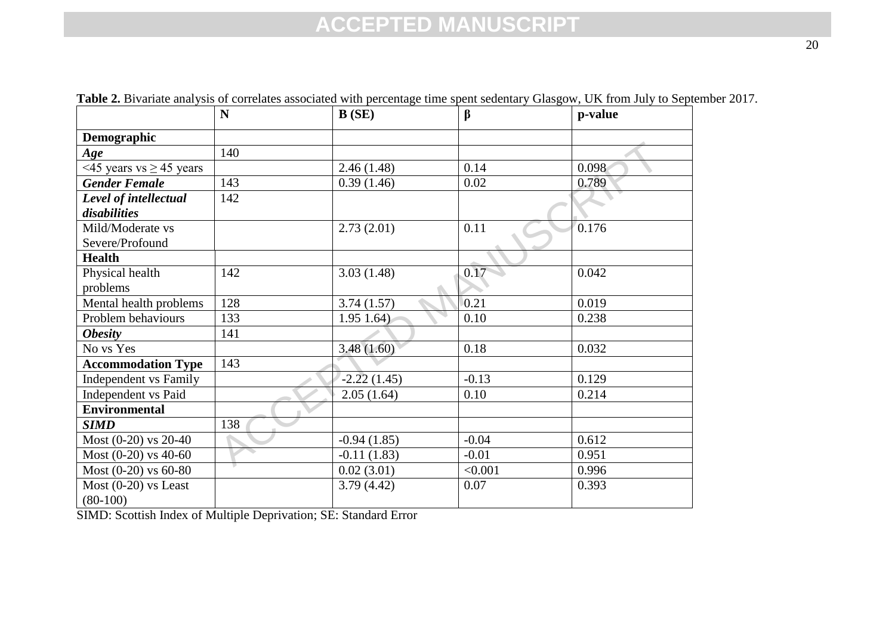**Table 2.** Bivariate analysis of correlates associated with percentage time spent sedentary Glasgow, UK from July to September 2017.

| | **N** | **B (SE)** | **β** | **p-value** |
|---|---|---|---|---|
| **Demographic** | | | | |
| ***Age*** | 140 | | | |
| <45 years vs ≥ 45 years | | 2.46 (1.48) | 0.14 | 0.098 |
| ***Gender Female*** | 143 | 0.39 (1.46) | 0.02 | 0.789 |
| ***Level of intellectual disabilities*** | 142 | | | |
| Mild/Moderate vs Severe/Profound | | 2.73 (2.01) | 0.11 | 0.176 |
| **Health** | | | | |
| Physical health problems | 142 | 3.03 (1.48) | 0.17 | 0.042 |
| Mental health problems | 128 | 3.74 (1.57) | 0.21 | 0.019 |
| Problem behaviours | 133 | 1.95 1.64) | 0.10 | 0.238 |
| ***Obesity*** | 141 | | | |
| No vs Yes | | 3.48 (1.60) | 0.18 | 0.032 |
| **Accommodation Type** | 143 | | | |
| Independent vs Family | | -2.22 (1.45) | -0.13 | 0.129 |
| Independent vs Paid | | 2.05 (1.64) | 0.10 | 0.214 |
| **Environmental** | | | | |
| ***SIMD*** | 138 | | | |
| Most (0-20) vs 20-40 | | -0.94 (1.85) | -0.04 | 0.612 |
| Most (0-20) vs 40-60 | | -0.11 (1.83) | -0.01 | 0.951 |
| Most (0-20) vs 60-80 | | 0.02 (3.01) | <0.001 | 0.996 |
| Most (0-20) vs Least (80-100) | | 3.79 (4.42) | 0.07 | 0.393 |

SIMD: Scottish Index of Multiple Deprivation; SE: Standard Error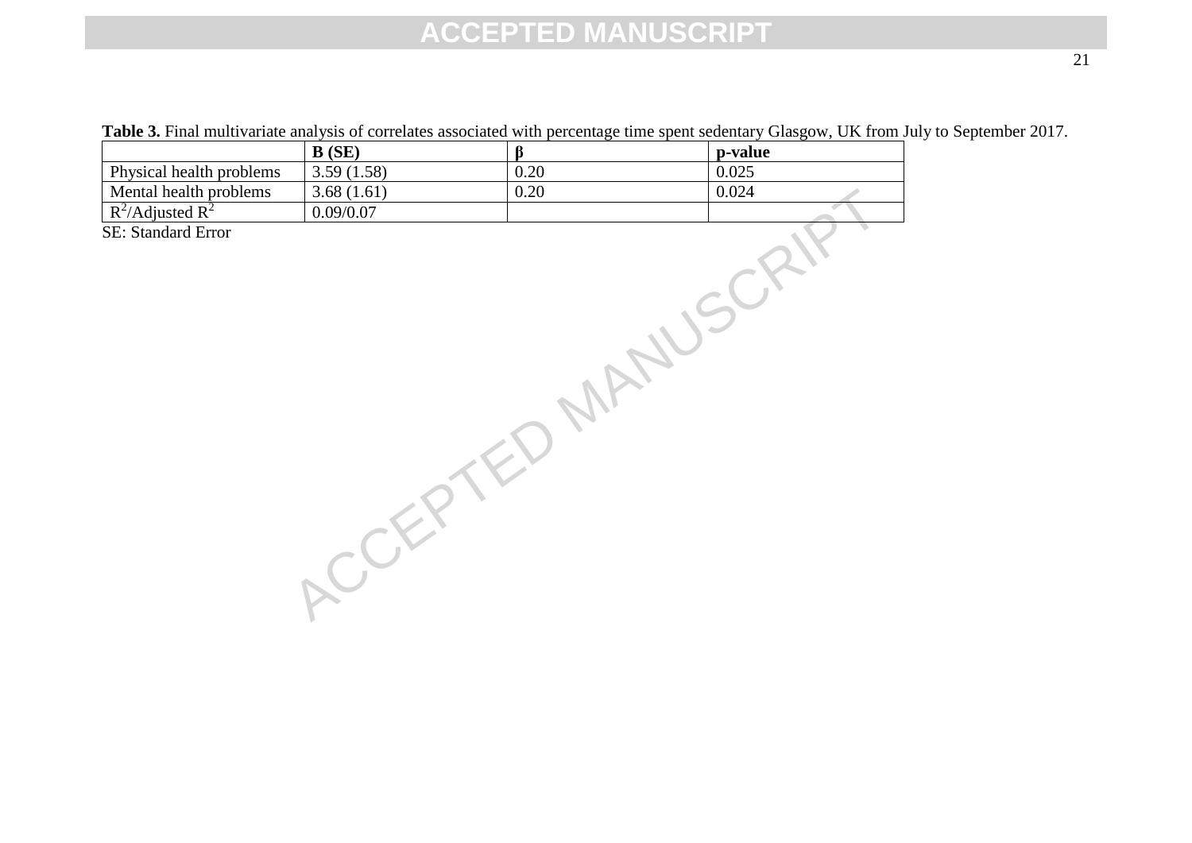**Table 3.** Final multivariate analysis of correlates associated with percentage time spent sedentary Glasgow, UK from July to September 2017.

| | **B (SE)** | **β** | **p-value** |
|---|---|---|---|
| Physical health problems | 3.59 (1.58) | 0.20 | 0.025 |
| Mental health problems | 3.68 (1.61) | 0.20 | 0.024 |
| $R^2$/Adjusted $R^2$ | 0.09/0.07 | | |

SE: Standard Error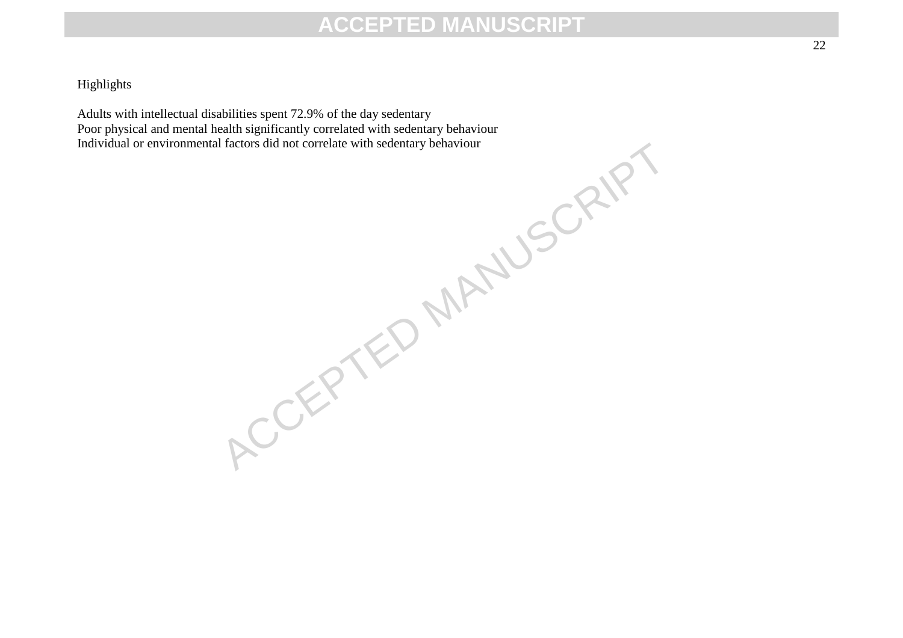Highlights

- Adults with intellectual disabilities spent 72.9% of the day sedentary
- Poor physical and mental health significantly correlated with sedentary behaviour
- Individual or environmental factors did not correlate with sedentary behaviour